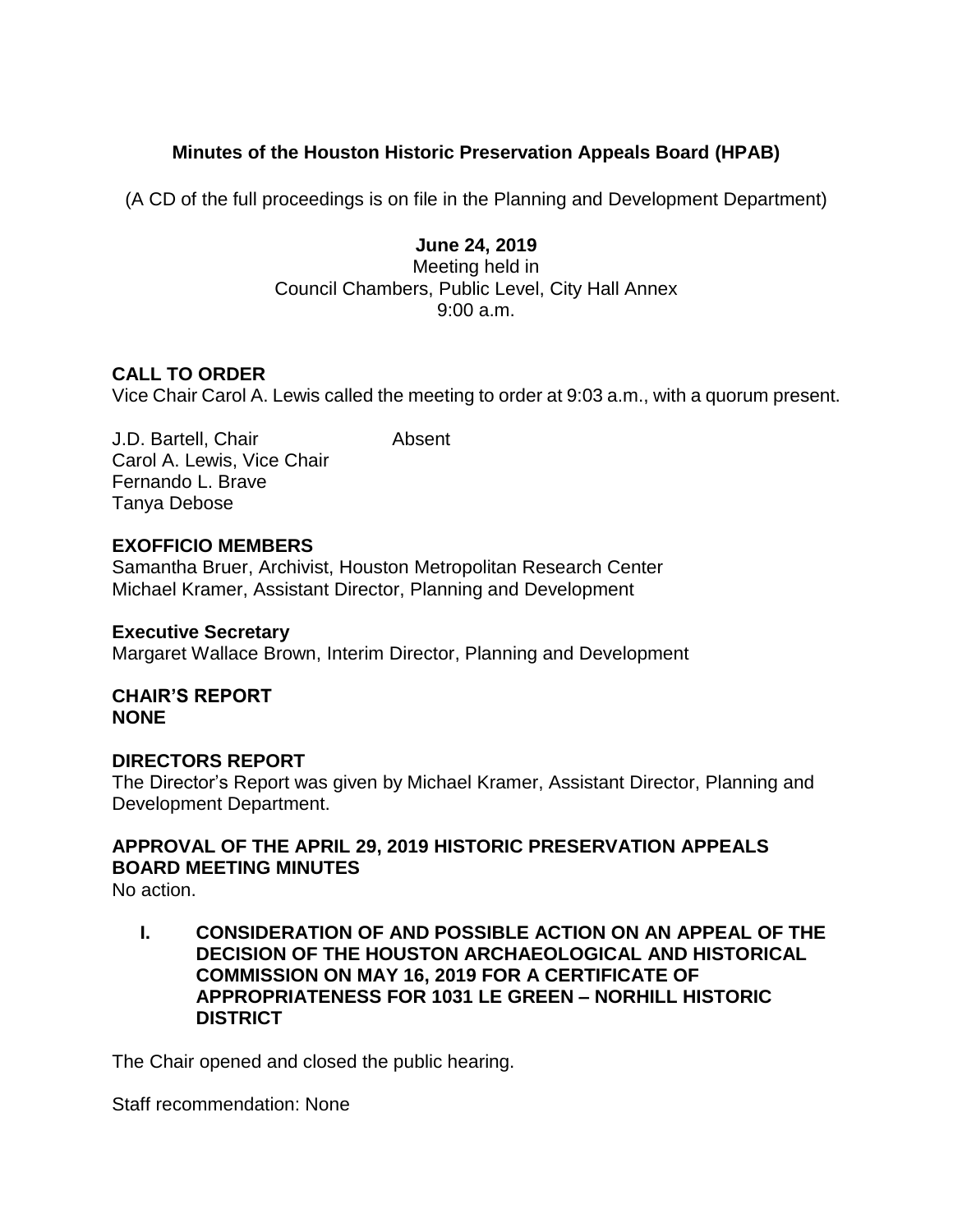# Minutes of the Houston Historic Preservation Appeals Board (HPAB)

(A CD of the full proceedings is on file in the Planning and Development Department)

**June 24, 2019**
Meeting held in
Council Chambers, Public Level, City Hall Annex
9:00 a.m.

## CALL TO ORDER

Vice Chair Carol A. Lewis called the meeting to order at 9:03 a.m., with a quorum present.

J.D. Bartell, Chair — Absent
Carol A. Lewis, Vice Chair
Fernando L. Brave
Tanya Debose

## EXOFFICIO MEMBERS

Samantha Bruer, Archivist, Houston Metropolitan Research Center
Michael Kramer, Assistant Director, Planning and Development

### Executive Secretary

Margaret Wallace Brown, Interim Director, Planning and Development

## CHAIR'S REPORT
**NONE**

## DIRECTORS REPORT

The Director's Report was given by Michael Kramer, Assistant Director, Planning and Development Department.

## APPROVAL OF THE APRIL 29, 2019 HISTORIC PRESERVATION APPEALS BOARD MEETING MINUTES

No action.

### I. CONSIDERATION OF AND POSSIBLE ACTION ON AN APPEAL OF THE DECISION OF THE HOUSTON ARCHAEOLOGICAL AND HISTORICAL COMMISSION ON MAY 16, 2019 FOR A CERTIFICATE OF APPROPRIATENESS FOR 1031 LE GREEN – NORHILL HISTORIC DISTRICT

The Chair opened and closed the public hearing.

Staff recommendation: None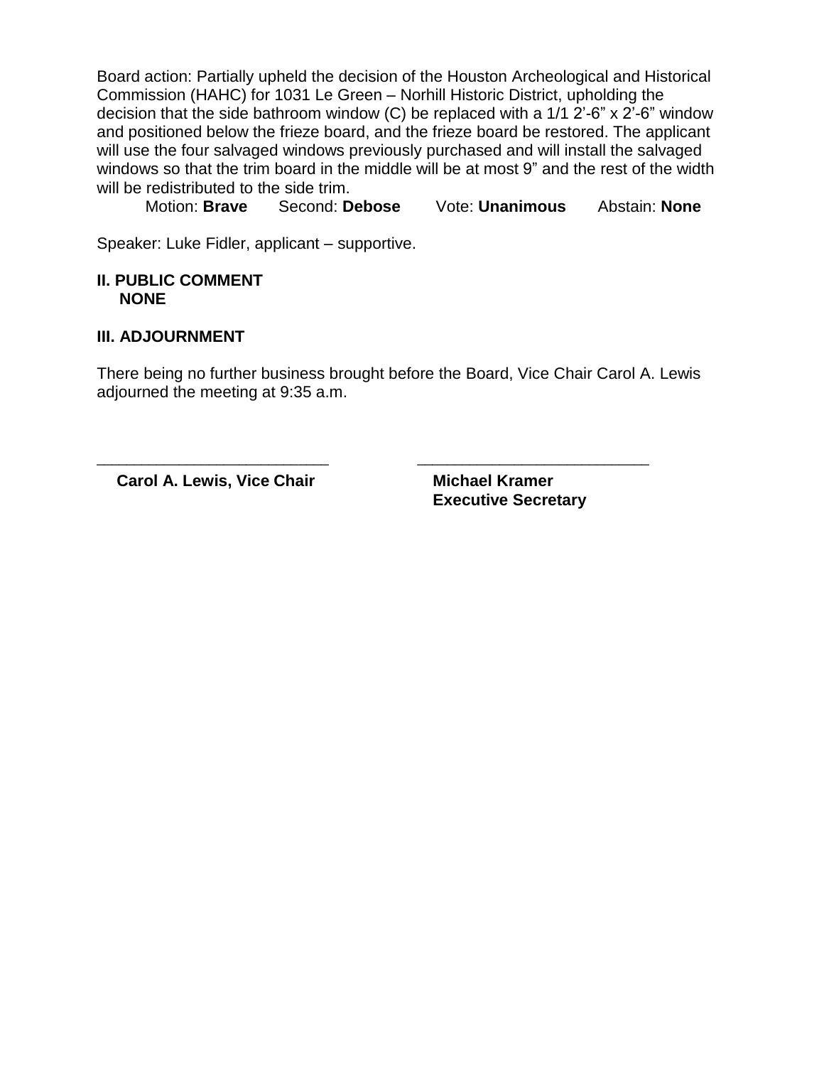Board action: Partially upheld the decision of the Houston Archeological and Historical Commission (HAHC) for 1031 Le Green – Norhill Historic District, upholding the decision that the side bathroom window (C) be replaced with a 1/1 2’-6” x 2’-6” window and positioned below the frieze board, and the frieze board be restored. The applicant will use the four salvaged windows previously purchased and will install the salvaged windows so that the trim board in the middle will be at most 9” and the rest of the width will be redistributed to the side trim.

Motion: **Brave** Second: **Debose** Vote: **Unanimous** Abstain: **None**

Speaker: Luke Fidler, applicant – supportive.

**II. PUBLIC COMMENT**
**NONE**

**III. ADJOURNMENT**

There being no further business brought before the Board, Vice Chair Carol A. Lewis adjourned the meeting at 9:35 a.m.

\_\_\_\_\_\_\_\_\_\_\_\_\_\_\_\_\_\_\_\_\_\_\_\_\_\_
**Carol A. Lewis, Vice Chair**

\_\_\_\_\_\_\_\_\_\_\_\_\_\_\_\_\_\_\_\_\_\_\_\_\_\_
**Michael Kramer**
**Executive Secretary**